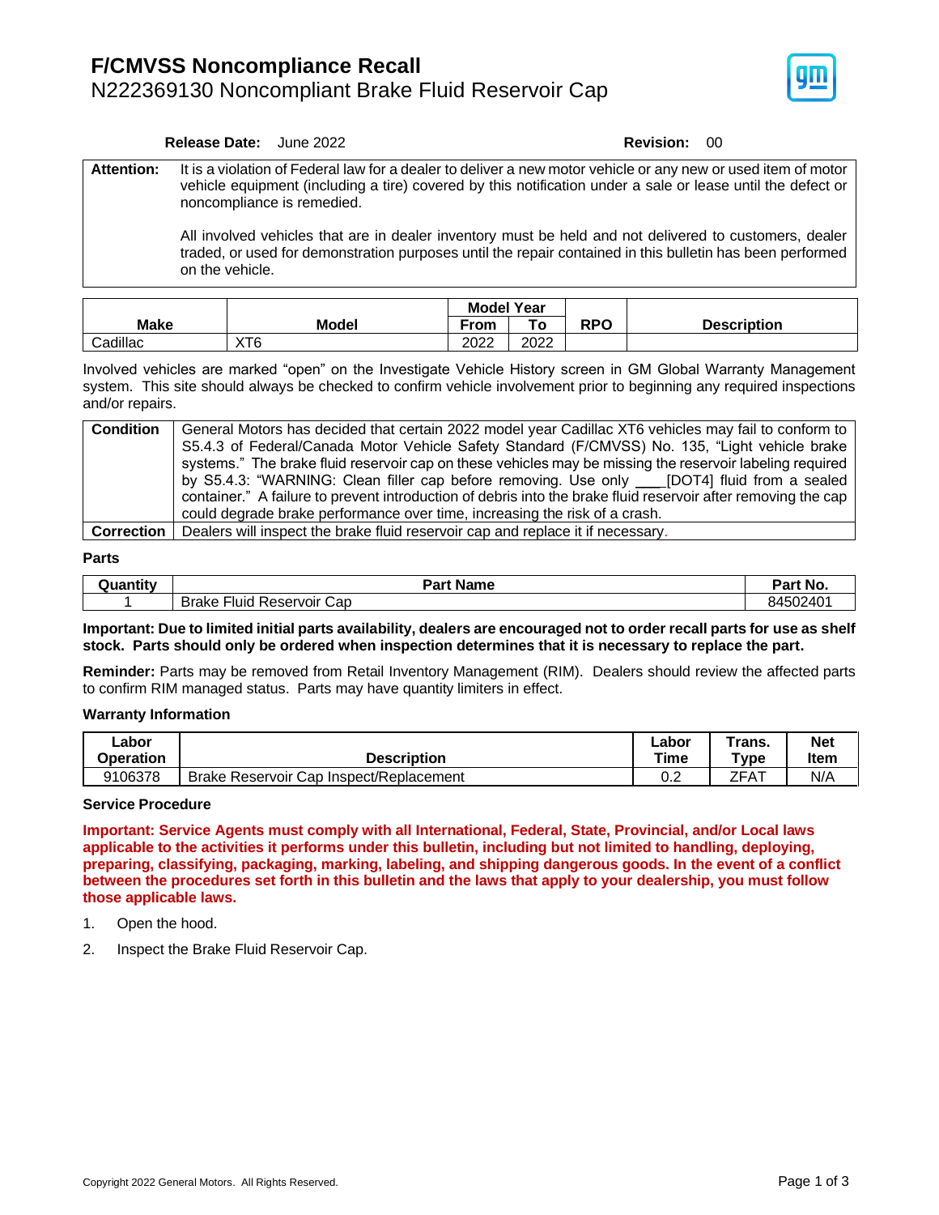# F/CMVSS Noncompliance Recall

## N222369130 Noncompliant Brake Fluid Reservoir Cap

**Release Date:** June 2022 **Revision:** 00

| | |
|---|---|
| **Attention:** | It is a violation of Federal law for a dealer to deliver a new motor vehicle or any new or used item of motor vehicle equipment (including a tire) covered by this notification under a sale or lease until the defect or noncompliance is remedied.<br><br>All involved vehicles that are in dealer inventory must be held and not delivered to customers, dealer traded, or used for demonstration purposes until the repair contained in this bulletin has been performed on the vehicle. |

| Make | Model | Model Year | | RPO | Description |
|---|---|---|---|---|---|
| | | From | To | | |
| Cadillac | XT6 | 2022 | 2022 | | |

Involved vehicles are marked "open" on the Investigate Vehicle History screen in GM Global Warranty Management system. This site should always be checked to confirm vehicle involvement prior to beginning any required inspections and/or repairs.

| | |
|---|---|
| **Condition** | General Motors has decided that certain 2022 model year Cadillac XT6 vehicles may fail to conform to S5.4.3 of Federal/Canada Motor Vehicle Safety Standard (F/CMVSS) No. 135, "Light vehicle brake systems." The brake fluid reservoir cap on these vehicles may be missing the reservoir labeling required by S5.4.3: "WARNING: Clean filler cap before removing. Use only ___[DOT4] fluid from a sealed container." A failure to prevent introduction of debris into the brake fluid reservoir after removing the cap could degrade brake performance over time, increasing the risk of a crash. |
| **Correction** | Dealers will inspect the brake fluid reservoir cap and replace it if necessary. |

### Parts

| Quantity | Part Name | Part No. |
|---|---|---|
| 1 | Brake Fluid Reservoir Cap | 84502401 |

**Important: Due to limited initial parts availability, dealers are encouraged not to order recall parts for use as shelf stock. Parts should only be ordered when inspection determines that it is necessary to replace the part.**

**Reminder:** Parts may be removed from Retail Inventory Management (RIM). Dealers should review the affected parts to confirm RIM managed status. Parts may have quantity limiters in effect.

### Warranty Information

| Labor Operation | Description | Labor Time | Trans. Type | Net Item |
|---|---|---|---|---|
| 9106378 | Brake Reservoir Cap Inspect/Replacement | 0.2 | ZFAT | N/A |

### Service Procedure

**Important: Service Agents must comply with all International, Federal, State, Provincial, and/or Local laws applicable to the activities it performs under this bulletin, including but not limited to handling, deploying, preparing, classifying, packaging, marking, labeling, and shipping dangerous goods. In the event of a conflict between the procedures set forth in this bulletin and the laws that apply to your dealership, you must follow those applicable laws.**

1. Open the hood.
2. Inspect the Brake Fluid Reservoir Cap.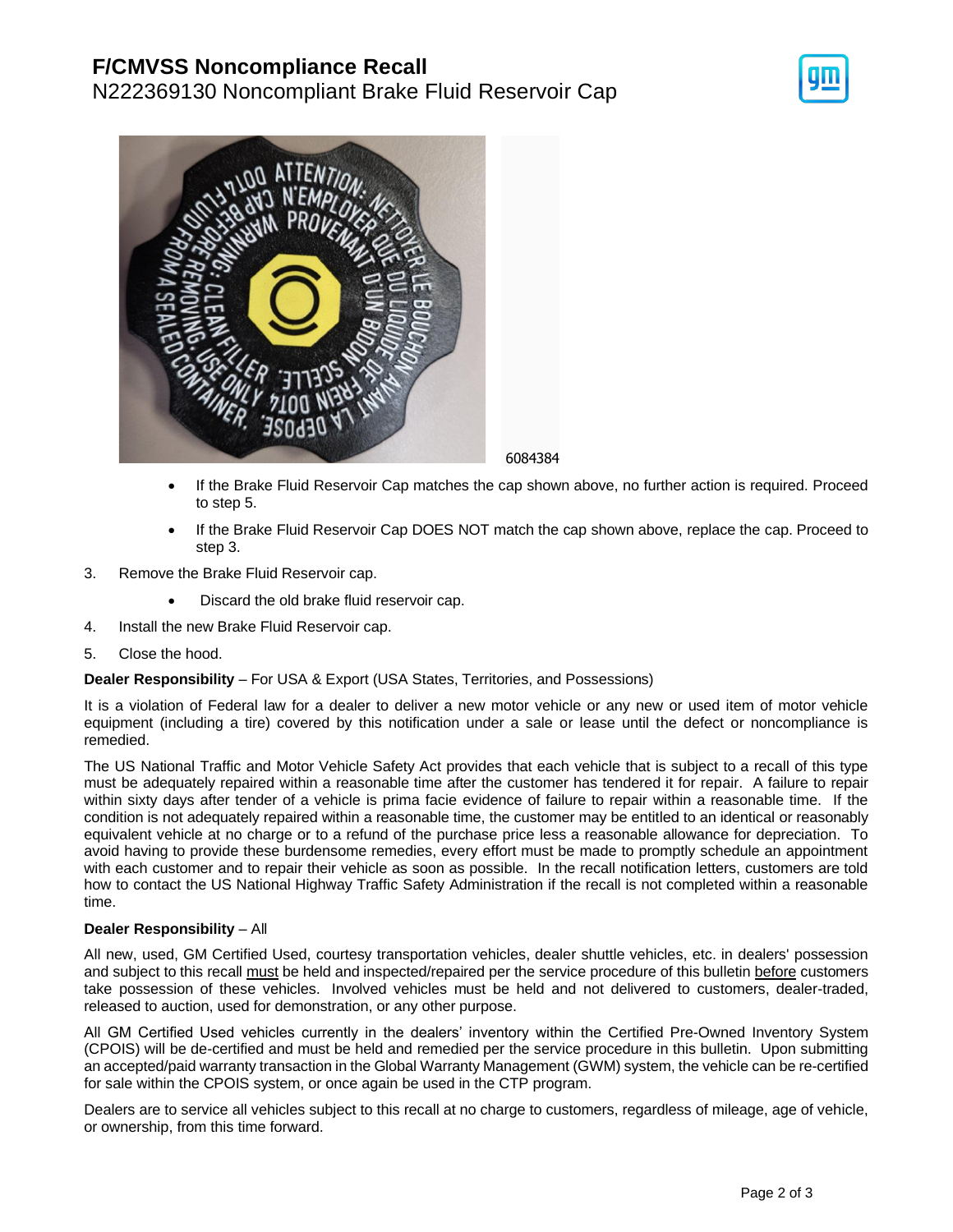6084384

- If the Brake Fluid Reservoir Cap matches the cap shown above, no further action is required. Proceed to step 5.
- If the Brake Fluid Reservoir Cap DOES NOT match the cap shown above, replace the cap. Proceed to step 3.

3. Remove the Brake Fluid Reservoir cap.
   - Discard the old brake fluid reservoir cap.
4. Install the new Brake Fluid Reservoir cap.
5. Close the hood.

**Dealer Responsibility** – For USA & Export (USA States, Territories, and Possessions)

It is a violation of Federal law for a dealer to deliver a new motor vehicle or any new or used item of motor vehicle equipment (including a tire) covered by this notification under a sale or lease until the defect or noncompliance is remedied.

The US National Traffic and Motor Vehicle Safety Act provides that each vehicle that is subject to a recall of this type must be adequately repaired within a reasonable time after the customer has tendered it for repair. A failure to repair within sixty days after tender of a vehicle is prima facie evidence of failure to repair within a reasonable time. If the condition is not adequately repaired within a reasonable time, the customer may be entitled to an identical or reasonably equivalent vehicle at no charge or to a refund of the purchase price less a reasonable allowance for depreciation. To avoid having to provide these burdensome remedies, every effort must be made to promptly schedule an appointment with each customer and to repair their vehicle as soon as possible. In the recall notification letters, customers are told how to contact the US National Highway Traffic Safety Administration if the recall is not completed within a reasonable time.

**Dealer Responsibility** – All

All new, used, GM Certified Used, courtesy transportation vehicles, dealer shuttle vehicles, etc. in dealers' possession and subject to this recall <u>must</u> be held and inspected/repaired per the service procedure of this bulletin <u>before</u> customers take possession of these vehicles. Involved vehicles must be held and not delivered to customers, dealer-traded, released to auction, used for demonstration, or any other purpose.

All GM Certified Used vehicles currently in the dealers' inventory within the Certified Pre-Owned Inventory System (CPOIS) will be de-certified and must be held and remedied per the service procedure in this bulletin. Upon submitting an accepted/paid warranty transaction in the Global Warranty Management (GWM) system, the vehicle can be re-certified for sale within the CPOIS system, or once again be used in the CTP program.

Dealers are to service all vehicles subject to this recall at no charge to customers, regardless of mileage, age of vehicle, or ownership, from this time forward.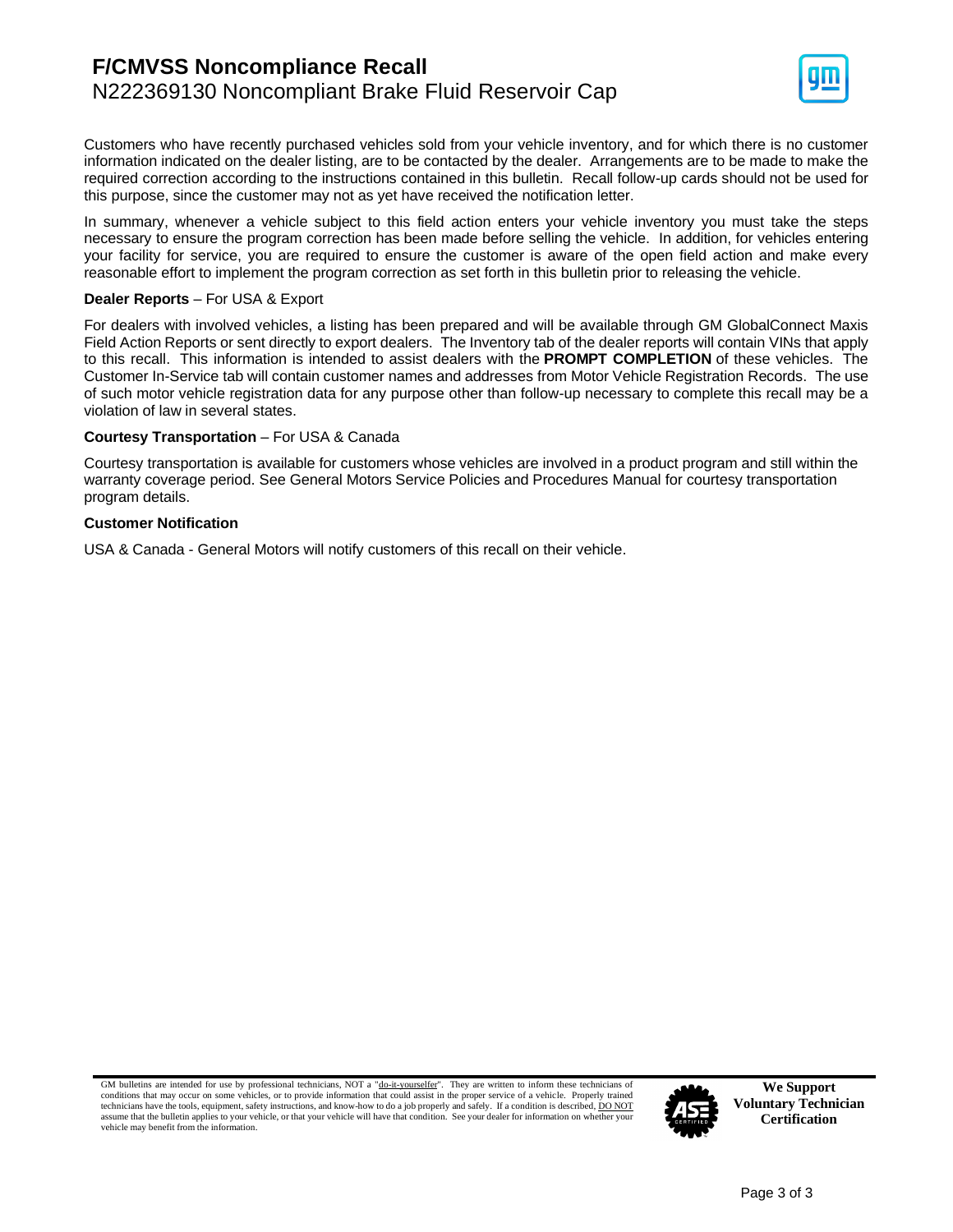Customers who have recently purchased vehicles sold from your vehicle inventory, and for which there is no customer information indicated on the dealer listing, are to be contacted by the dealer. Arrangements are to be made to make the required correction according to the instructions contained in this bulletin. Recall follow-up cards should not be used for this purpose, since the customer may not as yet have received the notification letter.

In summary, whenever a vehicle subject to this field action enters your vehicle inventory you must take the steps necessary to ensure the program correction has been made before selling the vehicle. In addition, for vehicles entering your facility for service, you are required to ensure the customer is aware of the open field action and make every reasonable effort to implement the program correction as set forth in this bulletin prior to releasing the vehicle.

**Dealer Reports** – For USA & Export

For dealers with involved vehicles, a listing has been prepared and will be available through GM GlobalConnect Maxis Field Action Reports or sent directly to export dealers. The Inventory tab of the dealer reports will contain VINs that apply to this recall. This information is intended to assist dealers with the **PROMPT COMPLETION** of these vehicles. The Customer In-Service tab will contain customer names and addresses from Motor Vehicle Registration Records. The use of such motor vehicle registration data for any purpose other than follow-up necessary to complete this recall may be a violation of law in several states.

**Courtesy Transportation** – For USA & Canada

Courtesy transportation is available for customers whose vehicles are involved in a product program and still within the warranty coverage period. See General Motors Service Policies and Procedures Manual for courtesy transportation program details.

**Customer Notification**

USA & Canada - General Motors will notify customers of this recall on their vehicle.

GM bulletins are intended for use by professional technicians, NOT a "do-it-yourselfer". They are written to inform these technicians of conditions that may occur on some vehicles, or to provide information that could assist in the proper service of a vehicle. Properly trained technicians have the tools, equipment, safety instructions, and know-how to do a job properly and safely. If a condition is described, DO NOT assume that the bulletin applies to your vehicle, or that your vehicle will have that condition. See your dealer for information on whether your vehicle may benefit from the information.

**We Support Voluntary Technician Certification**